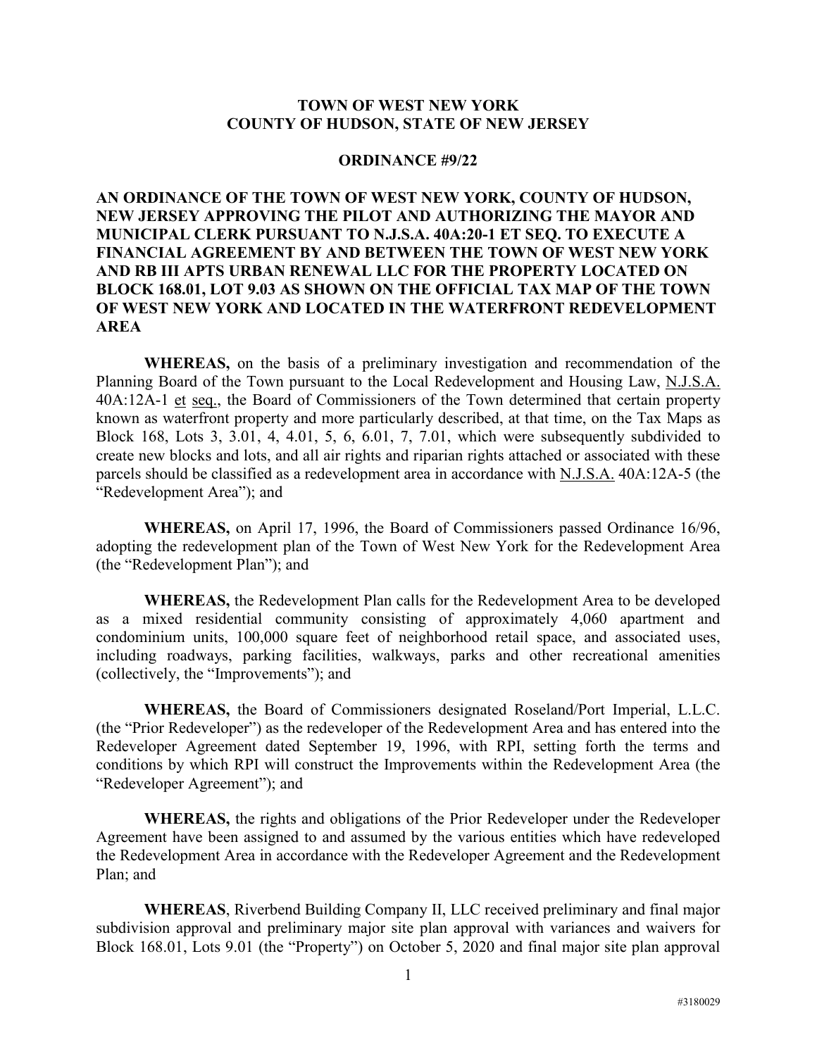**TOWN OF WEST NEW YORK**
**COUNTY OF HUDSON, STATE OF NEW JERSEY**

**ORDINANCE #9/22**

**AN ORDINANCE OF THE TOWN OF WEST NEW YORK, COUNTY OF HUDSON, NEW JERSEY APPROVING THE PILOT AND AUTHORIZING THE MAYOR AND MUNICIPAL CLERK PURSUANT TO N.J.S.A. 40A:20-1 ET SEQ. TO EXECUTE A FINANCIAL AGREEMENT BY AND BETWEEN THE TOWN OF WEST NEW YORK AND RB III APTS URBAN RENEWAL LLC FOR THE PROPERTY LOCATED ON BLOCK 168.01, LOT 9.03 AS SHOWN ON THE OFFICIAL TAX MAP OF THE TOWN OF WEST NEW YORK AND LOCATED IN THE WATERFRONT REDEVELOPMENT AREA**

**WHEREAS,** on the basis of a preliminary investigation and recommendation of the Planning Board of the Town pursuant to the Local Redevelopment and Housing Law, N.J.S.A. 40A:12A-1 et seq., the Board of Commissioners of the Town determined that certain property known as waterfront property and more particularly described, at that time, on the Tax Maps as Block 168, Lots 3, 3.01, 4, 4.01, 5, 6, 6.01, 7, 7.01, which were subsequently subdivided to create new blocks and lots, and all air rights and riparian rights attached or associated with these parcels should be classified as a redevelopment area in accordance with N.J.S.A. 40A:12A-5 (the "Redevelopment Area"); and

**WHEREAS,** on April 17, 1996, the Board of Commissioners passed Ordinance 16/96, adopting the redevelopment plan of the Town of West New York for the Redevelopment Area (the "Redevelopment Plan"); and

**WHEREAS,** the Redevelopment Plan calls for the Redevelopment Area to be developed as a mixed residential community consisting of approximately 4,060 apartment and condominium units, 100,000 square feet of neighborhood retail space, and associated uses, including roadways, parking facilities, walkways, parks and other recreational amenities (collectively, the "Improvements"); and

**WHEREAS,** the Board of Commissioners designated Roseland/Port Imperial, L.L.C. (the "Prior Redeveloper") as the redeveloper of the Redevelopment Area and has entered into the Redeveloper Agreement dated September 19, 1996, with RPI, setting forth the terms and conditions by which RPI will construct the Improvements within the Redevelopment Area (the "Redeveloper Agreement"); and

**WHEREAS,** the rights and obligations of the Prior Redeveloper under the Redeveloper Agreement have been assigned to and assumed by the various entities which have redeveloped the Redevelopment Area in accordance with the Redeveloper Agreement and the Redevelopment Plan; and

**WHEREAS**, Riverbend Building Company II, LLC received preliminary and final major subdivision approval and preliminary major site plan approval with variances and waivers for Block 168.01, Lots 9.01 (the "Property") on October 5, 2020 and final major site plan approval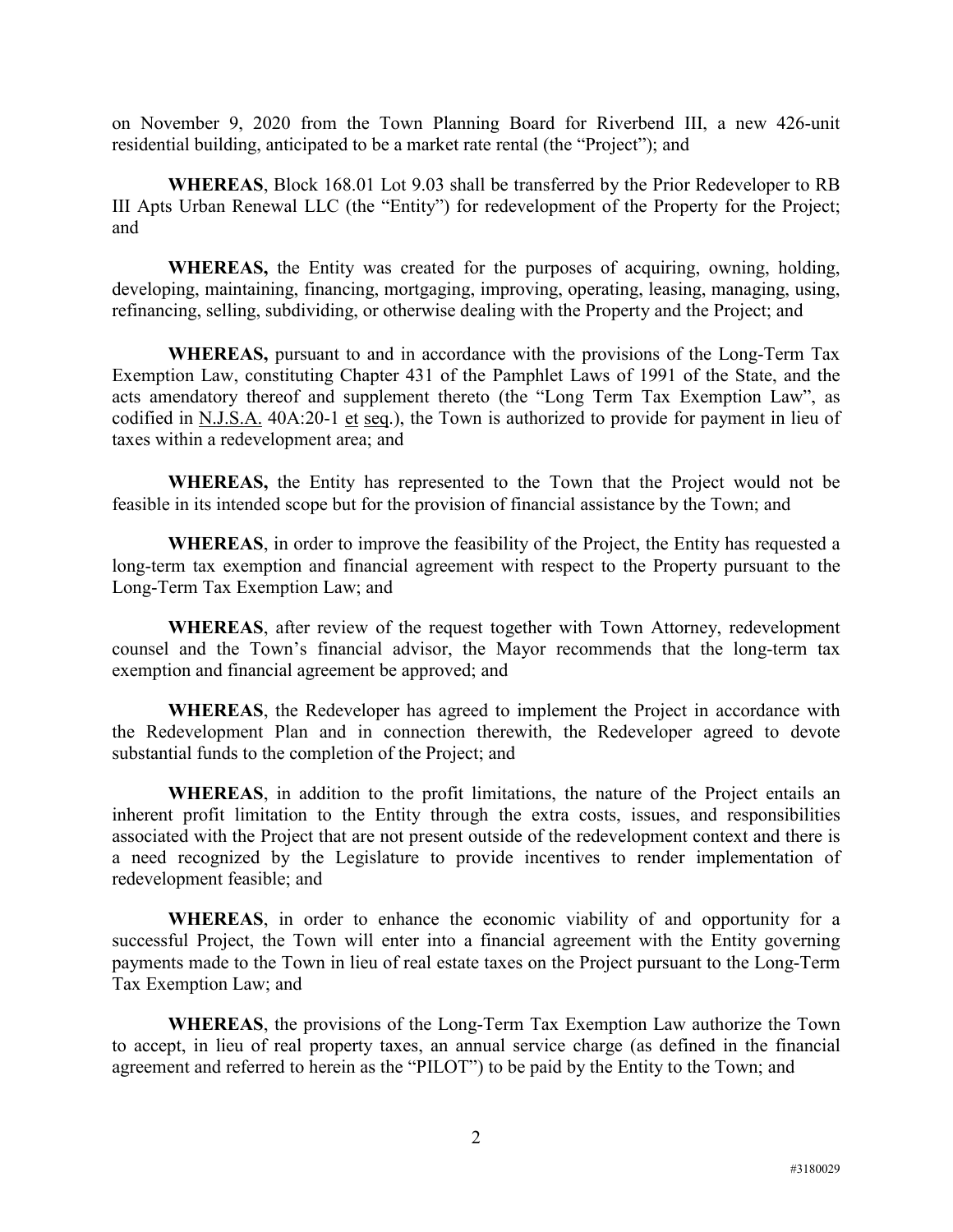on November 9, 2020 from the Town Planning Board for Riverbend III, a new 426-unit residential building, anticipated to be a market rate rental (the "Project"); and

**WHEREAS**, Block 168.01 Lot 9.03 shall be transferred by the Prior Redeveloper to RB III Apts Urban Renewal LLC (the "Entity") for redevelopment of the Property for the Project; and

**WHEREAS,** the Entity was created for the purposes of acquiring, owning, holding, developing, maintaining, financing, mortgaging, improving, operating, leasing, managing, using, refinancing, selling, subdividing, or otherwise dealing with the Property and the Project; and

**WHEREAS,** pursuant to and in accordance with the provisions of the Long-Term Tax Exemption Law, constituting Chapter 431 of the Pamphlet Laws of 1991 of the State, and the acts amendatory thereof and supplement thereto (the "Long Term Tax Exemption Law", as codified in N.J.S.A. 40A:20-1 et seq.), the Town is authorized to provide for payment in lieu of taxes within a redevelopment area; and

**WHEREAS,** the Entity has represented to the Town that the Project would not be feasible in its intended scope but for the provision of financial assistance by the Town; and

**WHEREAS**, in order to improve the feasibility of the Project, the Entity has requested a long-term tax exemption and financial agreement with respect to the Property pursuant to the Long-Term Tax Exemption Law; and

**WHEREAS**, after review of the request together with Town Attorney, redevelopment counsel and the Town's financial advisor, the Mayor recommends that the long-term tax exemption and financial agreement be approved; and

**WHEREAS**, the Redeveloper has agreed to implement the Project in accordance with the Redevelopment Plan and in connection therewith, the Redeveloper agreed to devote substantial funds to the completion of the Project; and

**WHEREAS**, in addition to the profit limitations, the nature of the Project entails an inherent profit limitation to the Entity through the extra costs, issues, and responsibilities associated with the Project that are not present outside of the redevelopment context and there is a need recognized by the Legislature to provide incentives to render implementation of redevelopment feasible; and

**WHEREAS**, in order to enhance the economic viability of and opportunity for a successful Project, the Town will enter into a financial agreement with the Entity governing payments made to the Town in lieu of real estate taxes on the Project pursuant to the Long-Term Tax Exemption Law; and

**WHEREAS**, the provisions of the Long-Term Tax Exemption Law authorize the Town to accept, in lieu of real property taxes, an annual service charge (as defined in the financial agreement and referred to herein as the "PILOT") to be paid by the Entity to the Town; and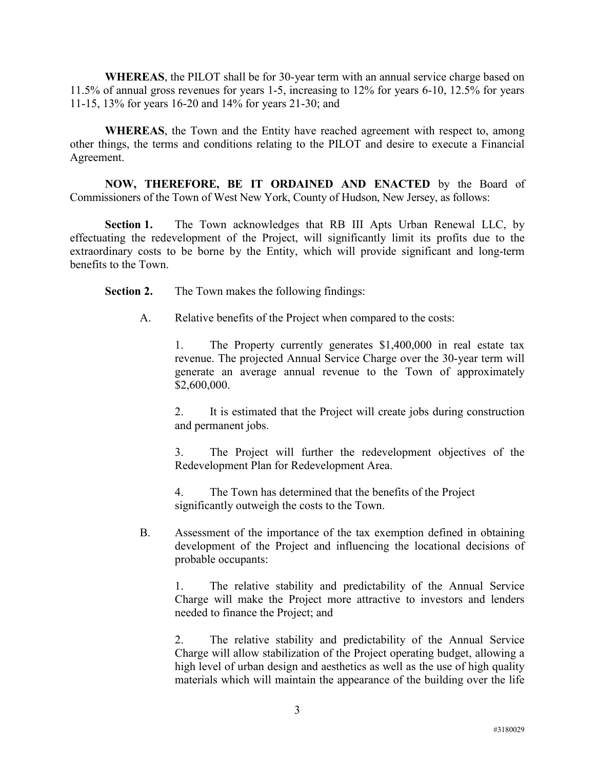**WHEREAS**, the PILOT shall be for 30-year term with an annual service charge based on 11.5% of annual gross revenues for years 1-5, increasing to 12% for years 6-10, 12.5% for years 11-15, 13% for years 16-20 and 14% for years 21-30; and

**WHEREAS**, the Town and the Entity have reached agreement with respect to, among other things, the terms and conditions relating to the PILOT and desire to execute a Financial Agreement.

**NOW, THEREFORE, BE IT ORDAINED AND ENACTED** by the Board of Commissioners of the Town of West New York, County of Hudson, New Jersey, as follows:

**Section 1.** The Town acknowledges that RB III Apts Urban Renewal LLC, by effectuating the redevelopment of the Project, will significantly limit its profits due to the extraordinary costs to be borne by the Entity, which will provide significant and long-term benefits to the Town.

**Section 2.** The Town makes the following findings:

A. Relative benefits of the Project when compared to the costs:

1. The Property currently generates $1,400,000 in real estate tax revenue. The projected Annual Service Charge over the 30-year term will generate an average annual revenue to the Town of approximately $2,600,000.

2. It is estimated that the Project will create jobs during construction and permanent jobs.

3. The Project will further the redevelopment objectives of the Redevelopment Plan for Redevelopment Area.

4. The Town has determined that the benefits of the Project significantly outweigh the costs to the Town.

B. Assessment of the importance of the tax exemption defined in obtaining development of the Project and influencing the locational decisions of probable occupants:

1. The relative stability and predictability of the Annual Service Charge will make the Project more attractive to investors and lenders needed to finance the Project; and

2. The relative stability and predictability of the Annual Service Charge will allow stabilization of the Project operating budget, allowing a high level of urban design and aesthetics as well as the use of high quality materials which will maintain the appearance of the building over the life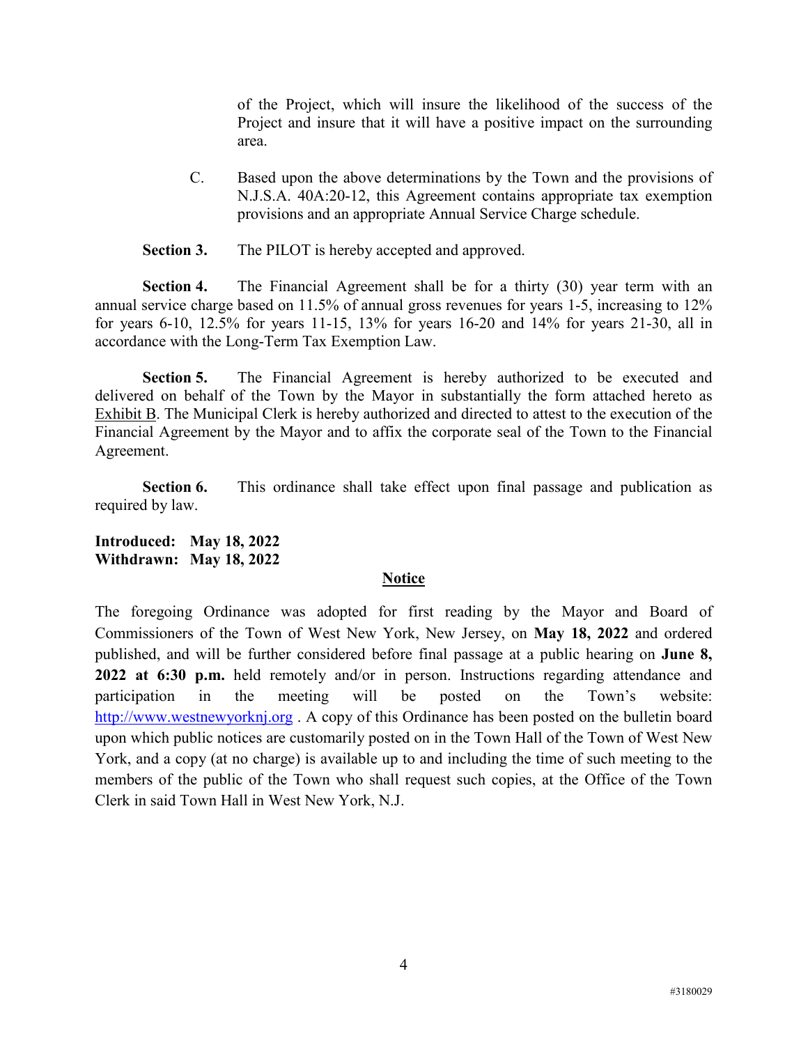of the Project, which will insure the likelihood of the success of the Project and insure that it will have a positive impact on the surrounding area.

C. Based upon the above determinations by the Town and the provisions of N.J.S.A. 40A:20-12, this Agreement contains appropriate tax exemption provisions and an appropriate Annual Service Charge schedule.

**Section 3.** The PILOT is hereby accepted and approved.

**Section 4.** The Financial Agreement shall be for a thirty (30) year term with an annual service charge based on 11.5% of annual gross revenues for years 1-5, increasing to 12% for years 6-10, 12.5% for years 11-15, 13% for years 16-20 and 14% for years 21-30, all in accordance with the Long-Term Tax Exemption Law.

**Section 5.** The Financial Agreement is hereby authorized to be executed and delivered on behalf of the Town by the Mayor in substantially the form attached hereto as Exhibit B. The Municipal Clerk is hereby authorized and directed to attest to the execution of the Financial Agreement by the Mayor and to affix the corporate seal of the Town to the Financial Agreement.

**Section 6.** This ordinance shall take effect upon final passage and publication as required by law.

**Introduced: May 18, 2022**
**Withdrawn: May 18, 2022**

**Notice**

The foregoing Ordinance was adopted for first reading by the Mayor and Board of Commissioners of the Town of West New York, New Jersey, on **May 18, 2022** and ordered published, and will be further considered before final passage at a public hearing on **June 8, 2022 at 6:30 p.m.** held remotely and/or in person. Instructions regarding attendance and participation in the meeting will be posted on the Town's website: http://www.westnewyorknj.org . A copy of this Ordinance has been posted on the bulletin board upon which public notices are customarily posted on in the Town Hall of the Town of West New York, and a copy (at no charge) is available up to and including the time of such meeting to the members of the public of the Town who shall request such copies, at the Office of the Town Clerk in said Town Hall in West New York, N.J.

#3180029